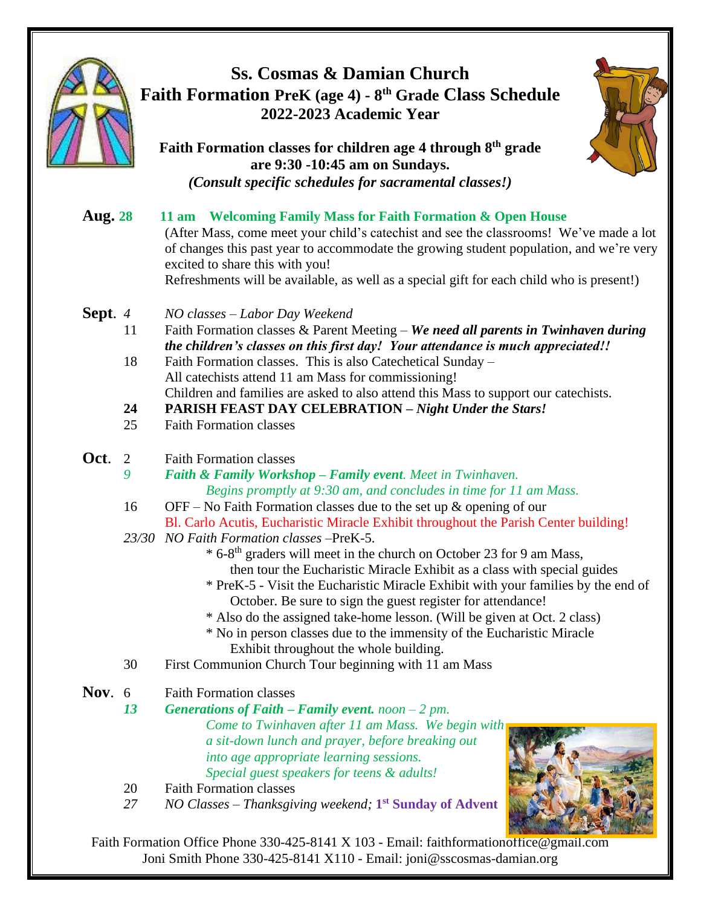# Ss. Cosmas & Damian Church

## Faith Formation PreK (age 4) - 8th Grade Class Schedule

## 2022-2023 Academic Year

**Faith Formation classes for children age 4 through 8th grade are 9:30 -10:45 am on Sundays.**

***(Consult specific schedules for sacramental classes!)***

**Aug. 28** **11 am Welcoming Family Mass for Faith Formation & Open House**

(After Mass, come meet your child's catechist and see the classrooms! We've made a lot of changes this past year to accommodate the growing student population, and we're very excited to share this with you!

Refreshments will be available, as well as a special gift for each child who is present!)

**Sept.** *4* *NO classes – Labor Day Weekend*

11 Faith Formation classes & Parent Meeting – ***We need all parents in Twinhaven during the children's classes on this first day! Your attendance is much appreciated!!***

18 Faith Formation classes. This is also Catechetical Sunday – All catechists attend 11 am Mass for commissioning! Children and families are asked to also attend this Mass to support our catechists.

**24** **PARISH FEAST DAY CELEBRATION – *Night Under the Stars!***

25 Faith Formation classes

**Oct.** 2 Faith Formation classes

*9* ***Faith & Family Workshop – Family event****. Meet in Twinhaven. Begins promptly at 9:30 am, and concludes in time for 11 am Mass.*

16 OFF – No Faith Formation classes due to the set up & opening of our Bl. Carlo Acutis, Eucharistic Miracle Exhibit throughout the Parish Center building!

*23/30* *NO Faith Formation classes* –PreK-5.

- 6-8th graders will meet in the church on October 23 for 9 am Mass, then tour the Eucharistic Miracle Exhibit as a class with special guides
- PreK-5 - Visit the Eucharistic Miracle Exhibit with your families by the end of October. Be sure to sign the guest register for attendance!
- Also do the assigned take-home lesson. (Will be given at Oct. 2 class)
- No in person classes due to the immensity of the Eucharistic Miracle Exhibit throughout the whole building.

30 First Communion Church Tour beginning with 11 am Mass

**Nov.** 6 Faith Formation classes

***13*** ***Generations of Faith – Family event.*** *noon – 2 pm. Come to Twinhaven after 11 am Mass. We begin with a sit-down lunch and prayer, before breaking out into age appropriate learning sessions. Special guest speakers for teens & adults!*

20 Faith Formation classes

*27* *NO Classes – Thanksgiving weekend;* **1st Sunday of Advent**

Faith Formation Office Phone 330-425-8141 X 103 - Email: faithformationoffice@gmail.com

Joni Smith Phone 330-425-8141 X110 - Email: joni@sscosmas-damian.org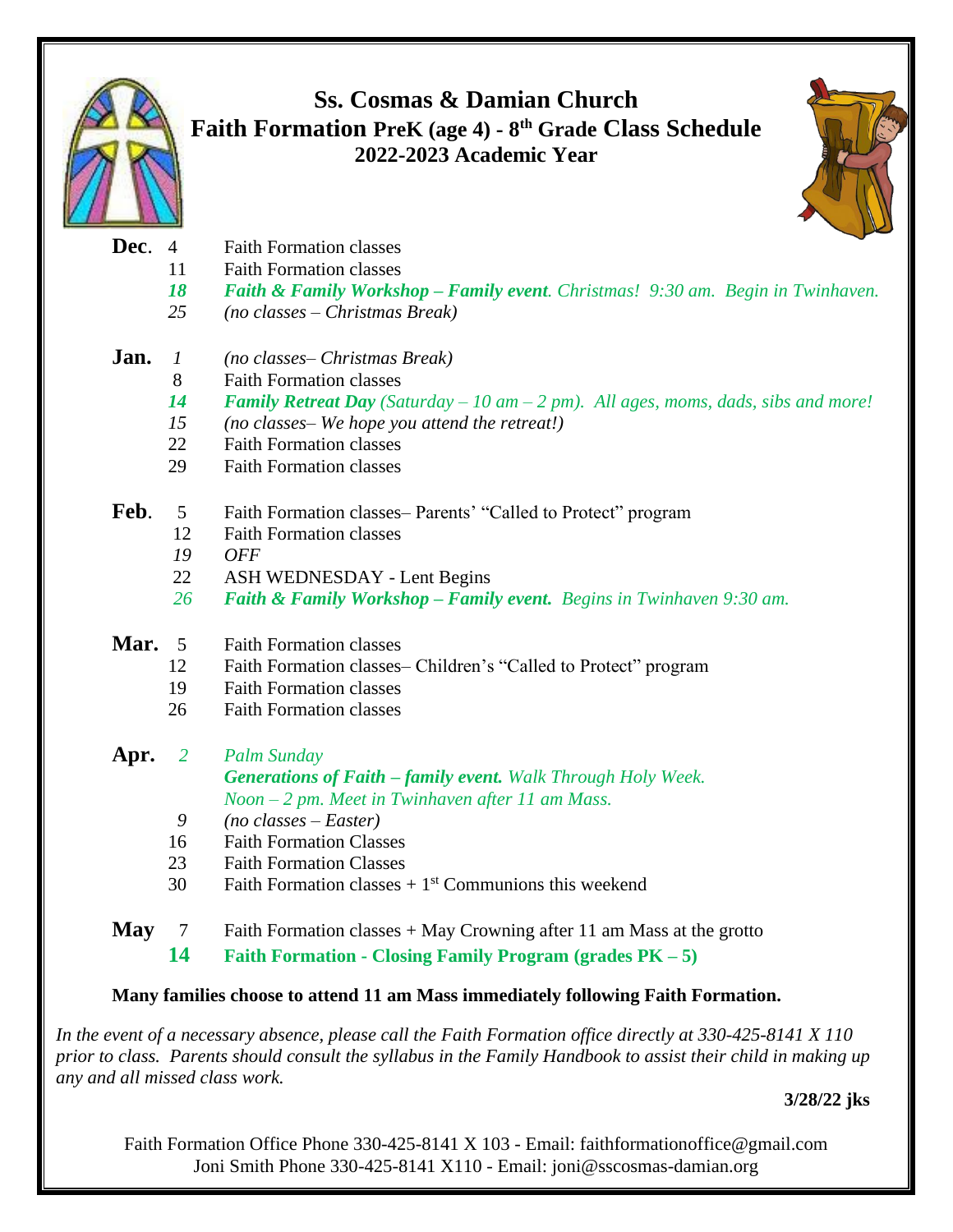# Ss. Cosmas & Damian Church

## Faith Formation PreK (age 4) - 8th Grade Class Schedule

## 2022-2023 Academic Year

**Dec.** 4 Faith Formation classes
11 Faith Formation classes
***18*** ***Faith & Family Workshop – Family event****. Christmas! 9:30 am. Begin in Twinhaven.*
*25* *(no classes – Christmas Break)*

**Jan.** *1* *(no classes– Christmas Break)*
8 Faith Formation classes
***14*** ***Family Retreat Day*** *(Saturday – 10 am – 2 pm). All ages, moms, dads, sibs and more!*
*15* *(no classes– We hope you attend the retreat!)*
22 Faith Formation classes
29 Faith Formation classes

**Feb.** 5 Faith Formation classes– Parents' "Called to Protect" program
12 Faith Formation classes
*19* *OFF*
22 ASH WEDNESDAY - Lent Begins
*26* ***Faith & Family Workshop – Family event.*** *Begins in Twinhaven 9:30 am.*

**Mar.** 5 Faith Formation classes
12 Faith Formation classes– Children's "Called to Protect" program
19 Faith Formation classes
26 Faith Formation classes

**Apr.** *2* *Palm Sunday*
***Generations of Faith – family event.*** *Walk Through Holy Week.*
*Noon – 2 pm. Meet in Twinhaven after 11 am Mass.*
*9* *(no classes – Easter)*
16 Faith Formation Classes
23 Faith Formation Classes
30 Faith Formation classes + 1st Communions this weekend

**May** 7 Faith Formation classes + May Crowning after 11 am Mass at the grotto
**14** **Faith Formation - Closing Family Program (grades PK – 5)**

**Many families choose to attend 11 am Mass immediately following Faith Formation.**

*In the event of a necessary absence, please call the Faith Formation office directly at 330-425-8141 X 110 prior to class. Parents should consult the syllabus in the Family Handbook to assist their child in making up any and all missed class work.*

**3/28/22 jks**

Faith Formation Office Phone 330-425-8141 X 103 - Email: faithformationoffice@gmail.com
Joni Smith Phone 330-425-8141 X110 - Email: joni@sscosmas-damian.org